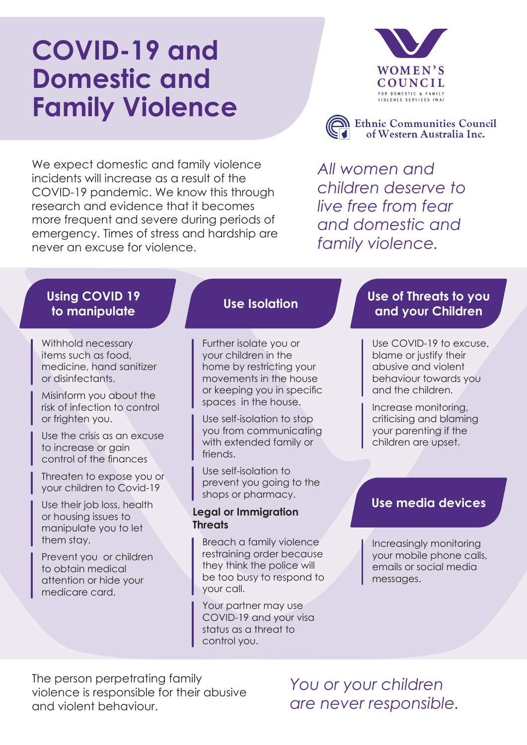# COVID-19 and Domestic and Family Violence

WOMEN'S COUNCIL FOR DOMESTIC & FAMILY VIOLENCE SERVICES (WA)

Ethnic Communities Council of Western Australia Inc.

We expect domestic and family violence incidents will increase as a result of the COVID-19 pandemic. We know this through research and evidence that it becomes more frequent and severe during periods of emergency. Times of stress and hardship are never an excuse for violence.

*All women and children deserve to live free from fear and domestic and family violence.*

## Using COVID 19 to manipulate

- Withhold necessary items such as food, medicine, hand sanitizer or disinfectants.
- Misinform you about the risk of infection to control or frighten you.
- Use the crisis as an excuse to increase or gain control of the finances
- Threaten to expose you or your children to Covid-19
- Use their job loss, health or housing issues to manipulate you to let them stay.
- Prevent you or children to obtain medical attention or hide your medicare card.

## Use Isolation

- Further isolate you or your children in the home by restricting your movements in the house or keeping you in specific spaces in the house.
- Use self-isolation to stop you from communicating with extended family or friends.
- Use self-isolation to prevent you going to the shops or pharmacy.

### Legal or Immigration Threats

- Breach a family violence restraining order because they think the police will be too busy to respond to your call.
- Your partner may use COVID-19 and your visa status as a threat to control you.

## Use of Threats to you and your Children

- Use COVID-19 to excuse, blame or justify their abusive and violent behaviour towards you and the children.
- Increase monitoring, criticising and blaming your parenting if the children are upset.

## Use media devices

- Increasingly monitoring your mobile phone calls, emails or social media messages.

The person perpetrating family violence is responsible for their abusive and violent behaviour.

*You or your children are never responsible.*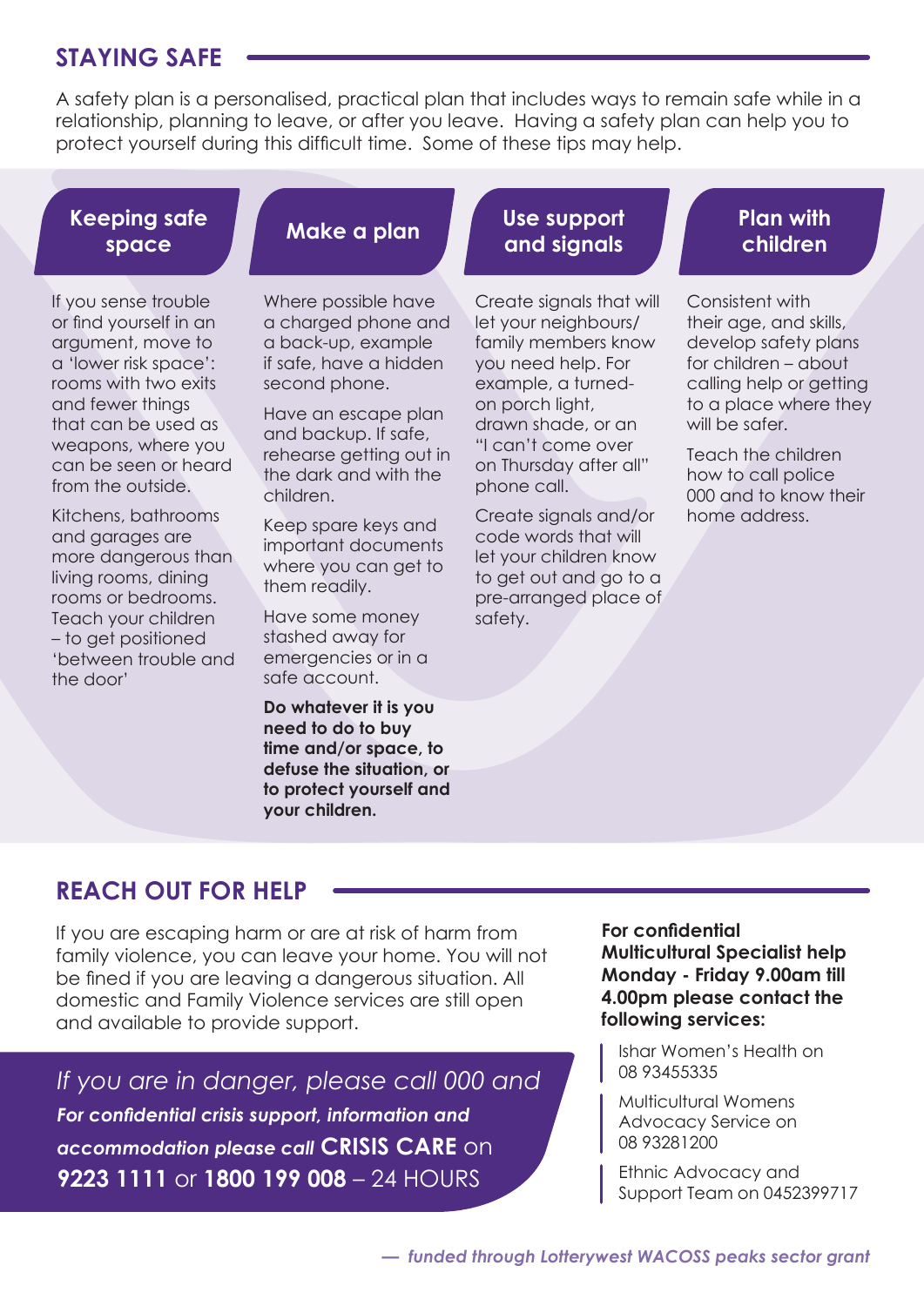## STAYING SAFE

A safety plan is a personalised, practical plan that includes ways to remain safe while in a relationship, planning to leave, or after you leave. Having a safety plan can help you to protect yourself during this difficult time. Some of these tips may help.

### Keeping safe space

If you sense trouble or find yourself in an argument, move to a 'lower risk space': rooms with two exits and fewer things that can be used as weapons, where you can be seen or heard from the outside.

Kitchens, bathrooms and garages are more dangerous than living rooms, dining rooms or bedrooms. Teach your children – to get positioned 'between trouble and the door'

### Make a plan

Where possible have a charged phone and a back-up, example if safe, have a hidden second phone.

Have an escape plan and backup. If safe, rehearse getting out in the dark and with the children.

Keep spare keys and important documents where you can get to them readily.

Have some money stashed away for emergencies or in a safe account.

**Do whatever it is you need to do to buy time and/or space, to defuse the situation, or to protect yourself and your children.**

### Use support and signals

Create signals that will let your neighbours/ family members know you need help. For example, a turned-on porch light, drawn shade, or an "I can't come over on Thursday after all" phone call.

Create signals and/or code words that will let your children know to get out and go to a pre-arranged place of safety.

### Plan with children

Consistent with their age, and skills, develop safety plans for children – about calling help or getting to a place where they will be safer.

Teach the children how to call police 000 and to know their home address.

## REACH OUT FOR HELP

If you are escaping harm or are at risk of harm from family violence, you can leave your home. You will not be fined if you are leaving a dangerous situation. All domestic and Family Violence services are still open and available to provide support.

*If you are in danger, please call 000 and*
***For confidential crisis support, information and accommodation please call*** **CRISIS CARE** on **9223 1111** or **1800 199 008** – 24 HOURS

**For confidential Multicultural Specialist help Monday - Friday 9.00am till 4.00pm please contact the following services:**

- Ishar Women's Health on 08 93455335
- Multicultural Womens Advocacy Service on 08 93281200
- Ethnic Advocacy and Support Team on 0452399717

***— funded through Lotterywest WACOSS peaks sector grant***